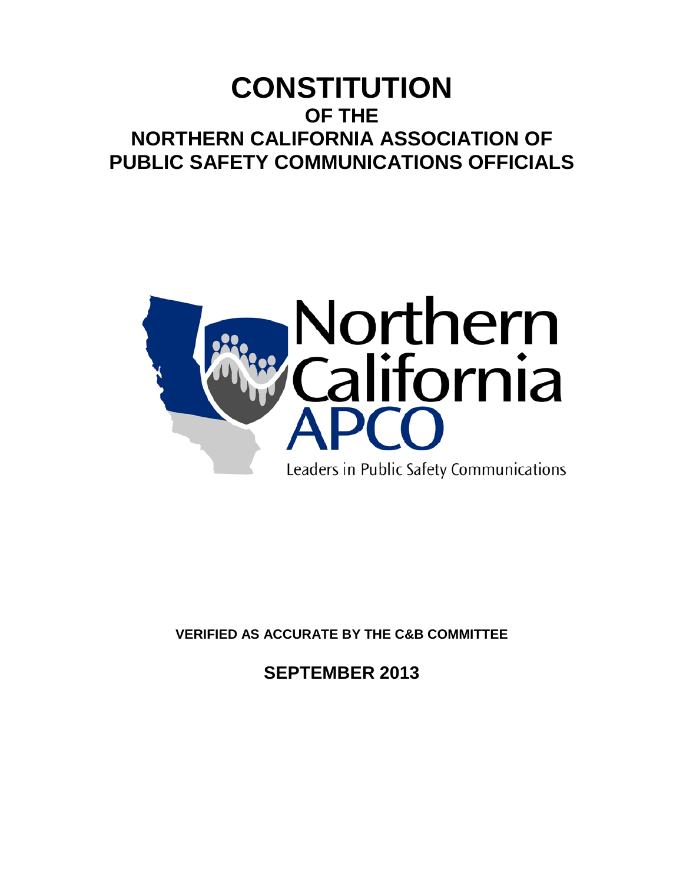# CONSTITUTION

## OF THE
## NORTHERN CALIFORNIA ASSOCIATION OF PUBLIC SAFETY COMMUNICATIONS OFFICIALS

Northern California APCO

Leaders in Public Safety Communications

**VERIFIED AS ACCURATE BY THE C&B COMMITTEE**

**SEPTEMBER 2013**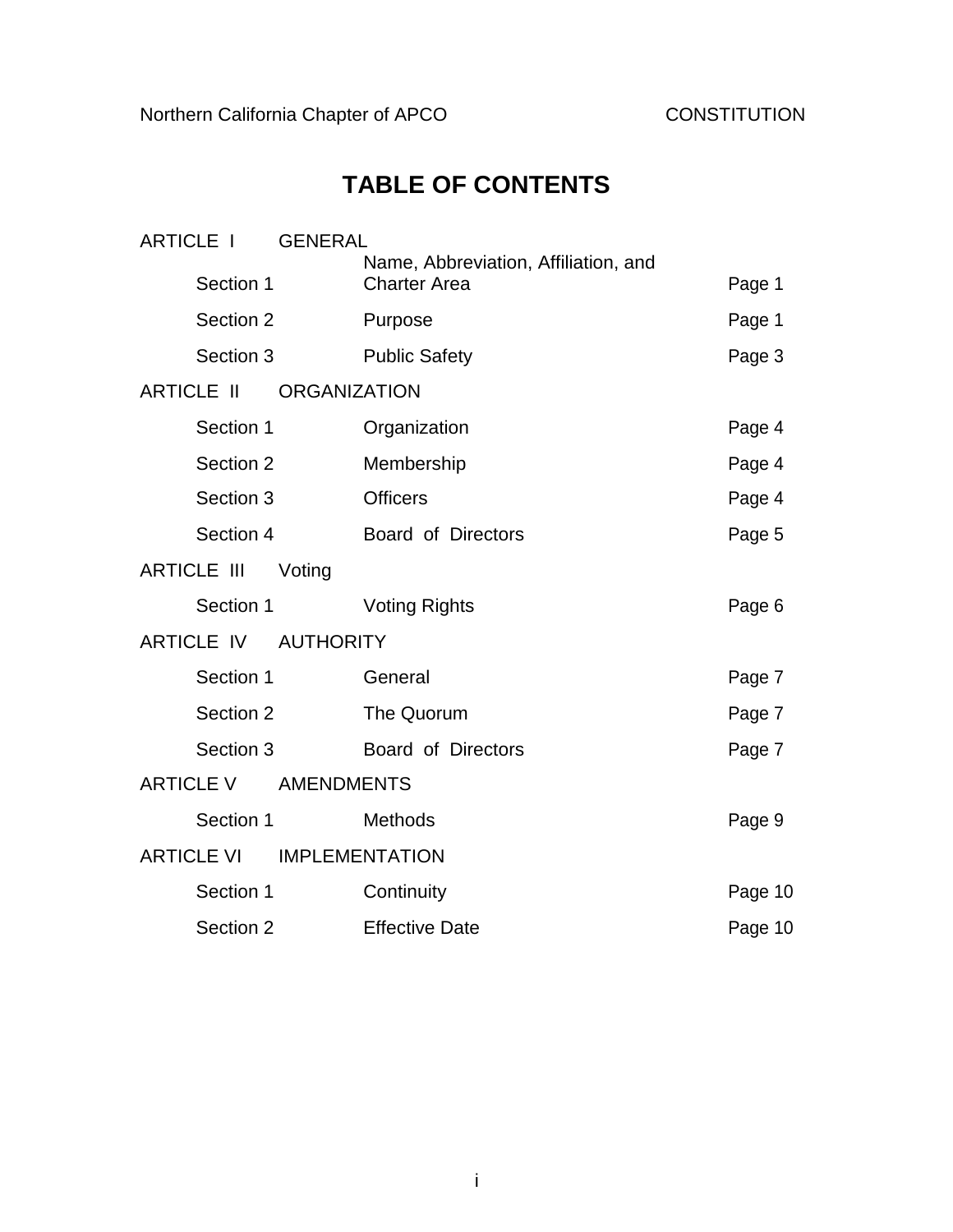# TABLE OF CONTENTS

| | | | |
|---|---|---|---|
| ARTICLE I | GENERAL | | |
| | Section 1 | Name, Abbreviation, Affiliation, and Charter Area | Page 1 |
| | Section 2 | Purpose | Page 1 |
| | Section 3 | Public Safety | Page 3 |
| ARTICLE II | ORGANIZATION | | |
| | Section 1 | Organization | Page 4 |
| | Section 2 | Membership | Page 4 |
| | Section 3 | Officers | Page 4 |
| | Section 4 | Board of Directors | Page 5 |
| ARTICLE III | Voting | | |
| | Section 1 | Voting Rights | Page 6 |
| ARTICLE IV | AUTHORITY | | |
| | Section 1 | General | Page 7 |
| | Section 2 | The Quorum | Page 7 |
| | Section 3 | Board of Directors | Page 7 |
| ARTICLE V | AMENDMENTS | | |
| | Section 1 | Methods | Page 9 |
| ARTICLE VI | IMPLEMENTATION | | |
| | Section 1 | Continuity | Page 10 |
| | Section 2 | Effective Date | Page 10 |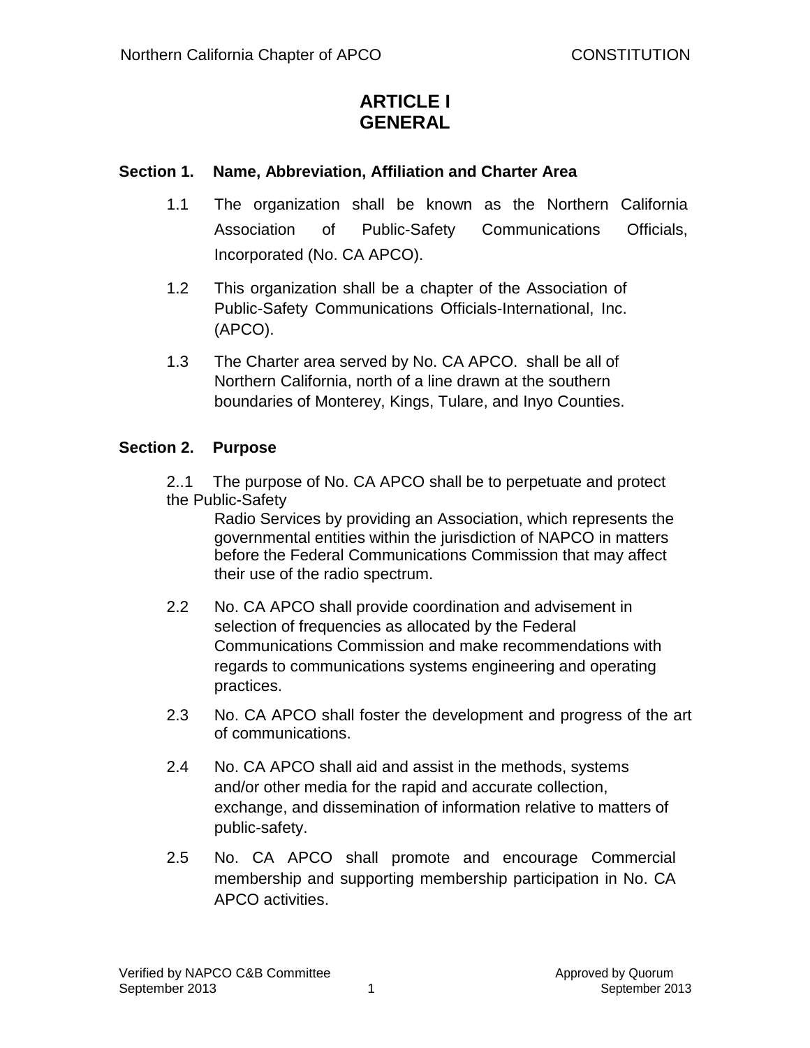# ARTICLE I
# GENERAL

### Section 1. Name, Abbreviation, Affiliation and Charter Area

1.1 The organization shall be known as the Northern California Association of Public-Safety Communications Officials, Incorporated (No. CA APCO).

1.2 This organization shall be a chapter of the Association of Public-Safety Communications Officials-International, Inc. (APCO).

1.3 The Charter area served by No. CA APCO. shall be all of Northern California, north of a line drawn at the southern boundaries of Monterey, Kings, Tulare, and Inyo Counties.

### Section 2. Purpose

2..1 The purpose of No. CA APCO shall be to perpetuate and protect the Public-Safety Radio Services by providing an Association, which represents the governmental entities within the jurisdiction of NAPCO in matters before the Federal Communications Commission that may affect their use of the radio spectrum.

2.2 No. CA APCO shall provide coordination and advisement in selection of frequencies as allocated by the Federal Communications Commission and make recommendations with regards to communications systems engineering and operating practices.

2.3 No. CA APCO shall foster the development and progress of the art of communications.

2.4 No. CA APCO shall aid and assist in the methods, systems and/or other media for the rapid and accurate collection, exchange, and dissemination of information relative to matters of public-safety.

2.5 No. CA APCO shall promote and encourage Commercial membership and supporting membership participation in No. CA APCO activities.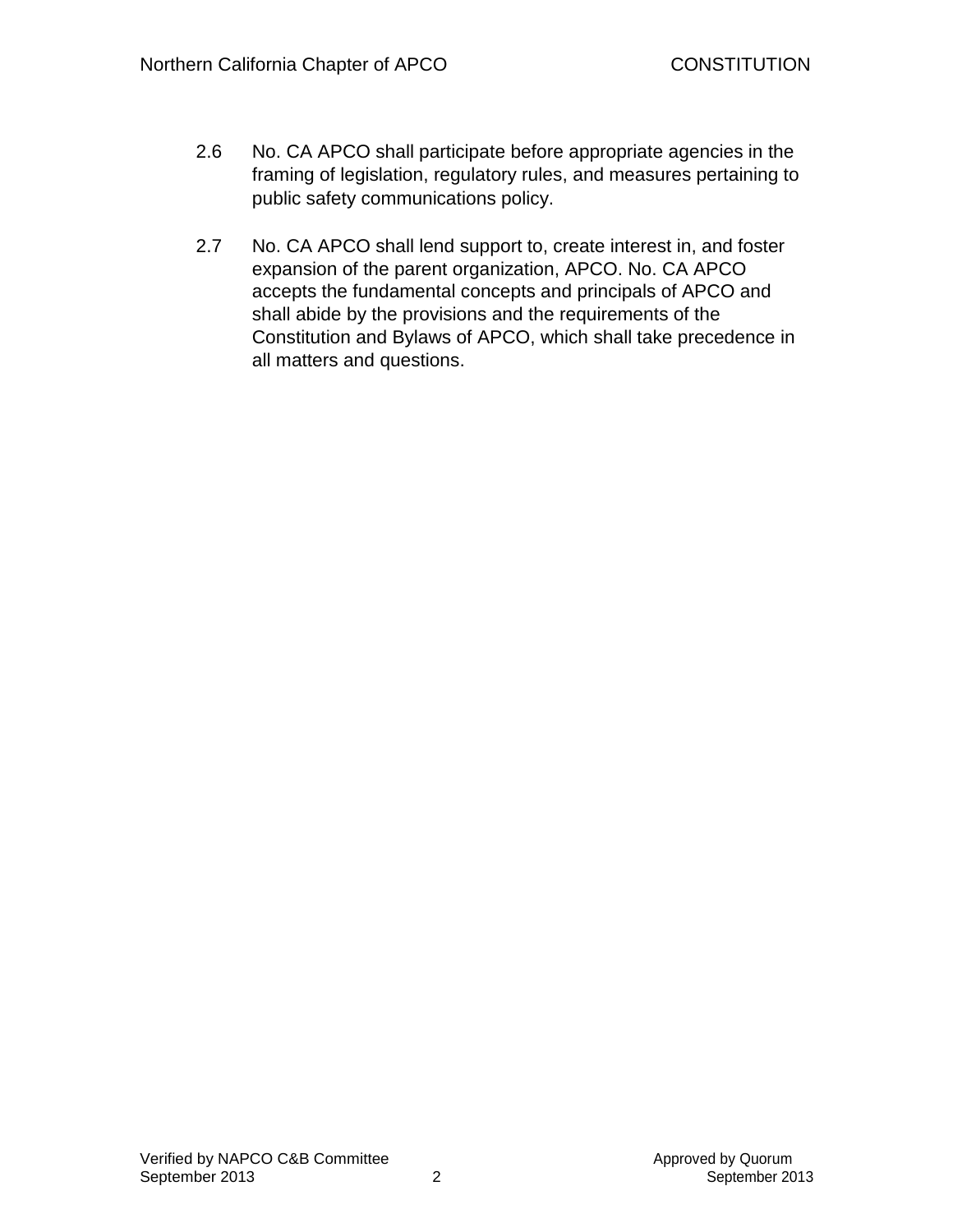2.6 No. CA APCO shall participate before appropriate agencies in the framing of legislation, regulatory rules, and measures pertaining to public safety communications policy.

2.7 No. CA APCO shall lend support to, create interest in, and foster expansion of the parent organization, APCO. No. CA APCO accepts the fundamental concepts and principals of APCO and shall abide by the provisions and the requirements of the Constitution and Bylaws of APCO, which shall take precedence in all matters and questions.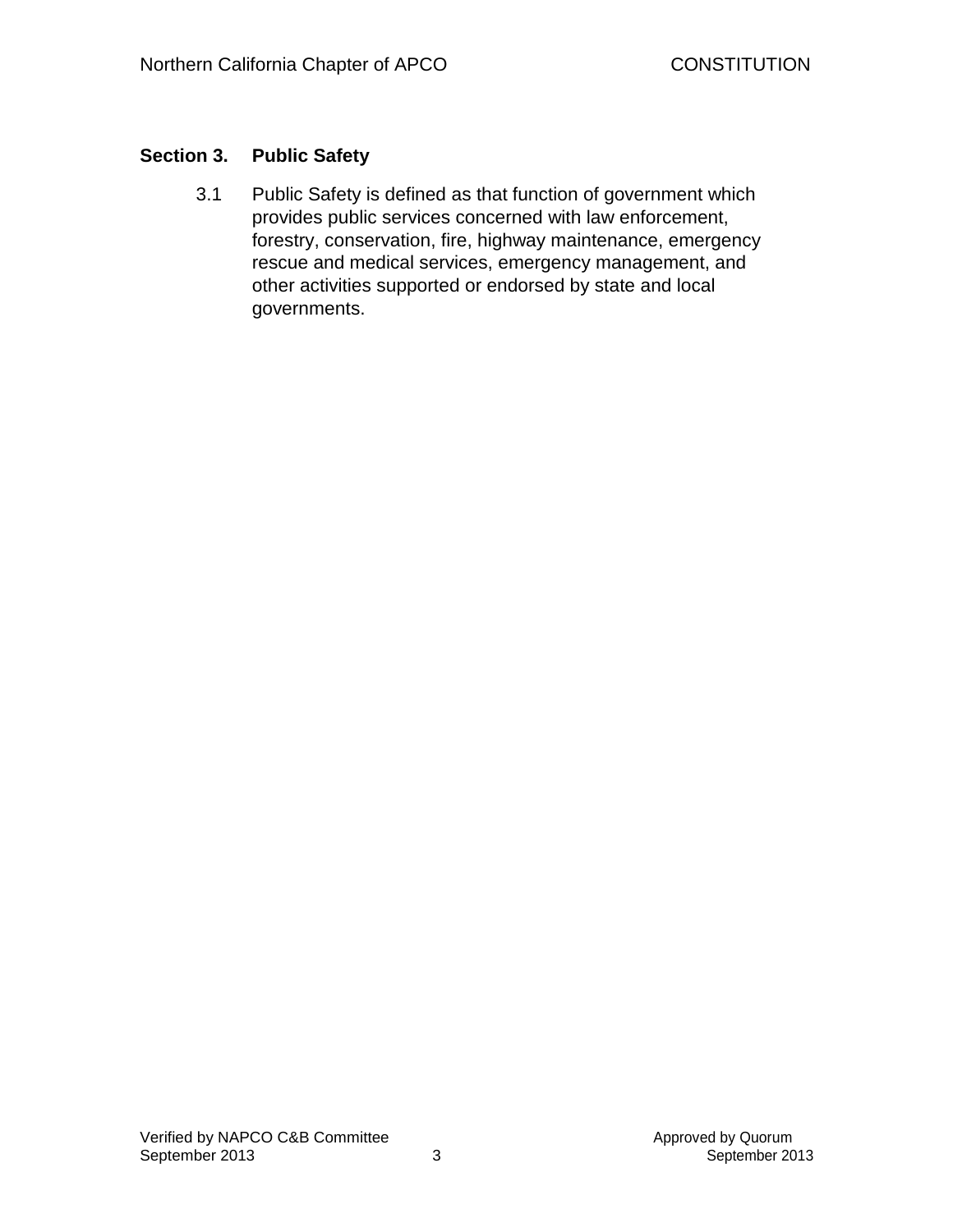## Section 3. Public Safety

3.1 Public Safety is defined as that function of government which provides public services concerned with law enforcement, forestry, conservation, fire, highway maintenance, emergency rescue and medical services, emergency management, and other activities supported or endorsed by state and local governments.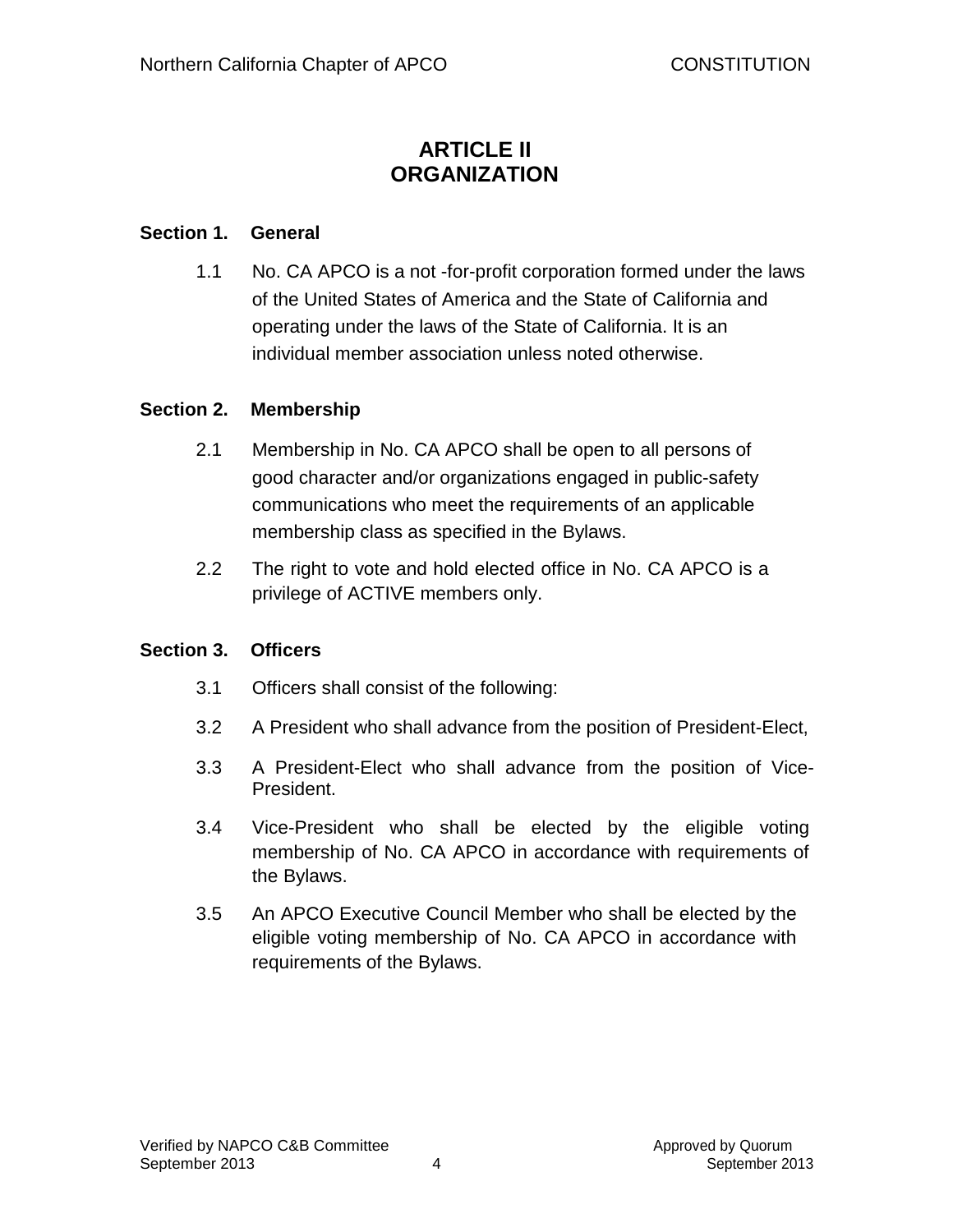# ARTICLE II
# ORGANIZATION

### Section 1. General

1.1 No. CA APCO is a not -for-profit corporation formed under the laws of the United States of America and the State of California and operating under the laws of the State of California. It is an individual member association unless noted otherwise.

### Section 2. Membership

2.1 Membership in No. CA APCO shall be open to all persons of good character and/or organizations engaged in public-safety communications who meet the requirements of an applicable membership class as specified in the Bylaws.

2.2 The right to vote and hold elected office in No. CA APCO is a privilege of ACTIVE members only.

### Section 3. Officers

3.1 Officers shall consist of the following:

3.2 A President who shall advance from the position of President-Elect,

3.3 A President-Elect who shall advance from the position of Vice-President.

3.4 Vice-President who shall be elected by the eligible voting membership of No. CA APCO in accordance with requirements of the Bylaws.

3.5 An APCO Executive Council Member who shall be elected by the eligible voting membership of No. CA APCO in accordance with requirements of the Bylaws.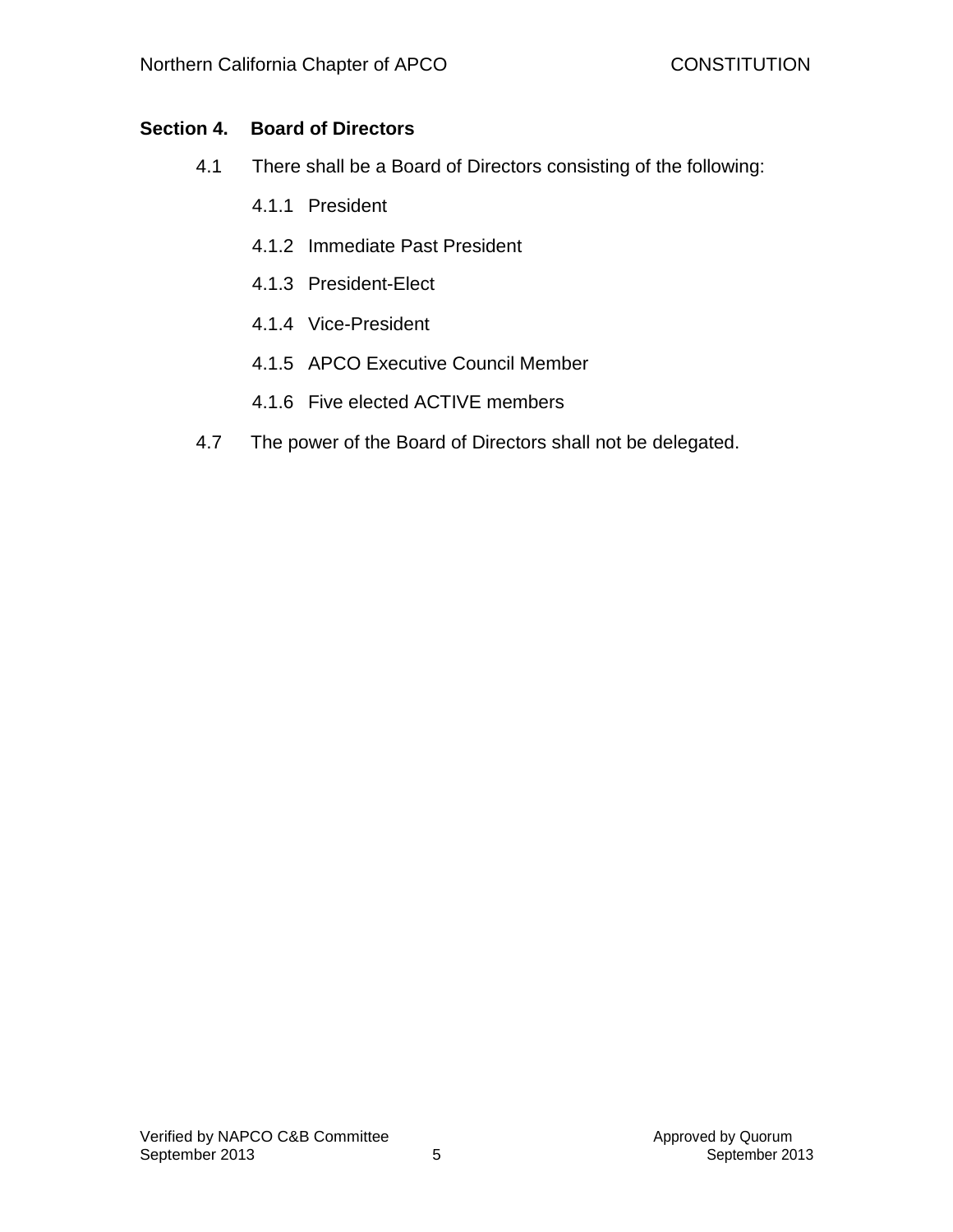## Section 4. Board of Directors

4.1 There shall be a Board of Directors consisting of the following:

- 4.1.1 President
- 4.1.2 Immediate Past President
- 4.1.3 President-Elect
- 4.1.4 Vice-President
- 4.1.5 APCO Executive Council Member
- 4.1.6 Five elected ACTIVE members

4.7 The power of the Board of Directors shall not be delegated.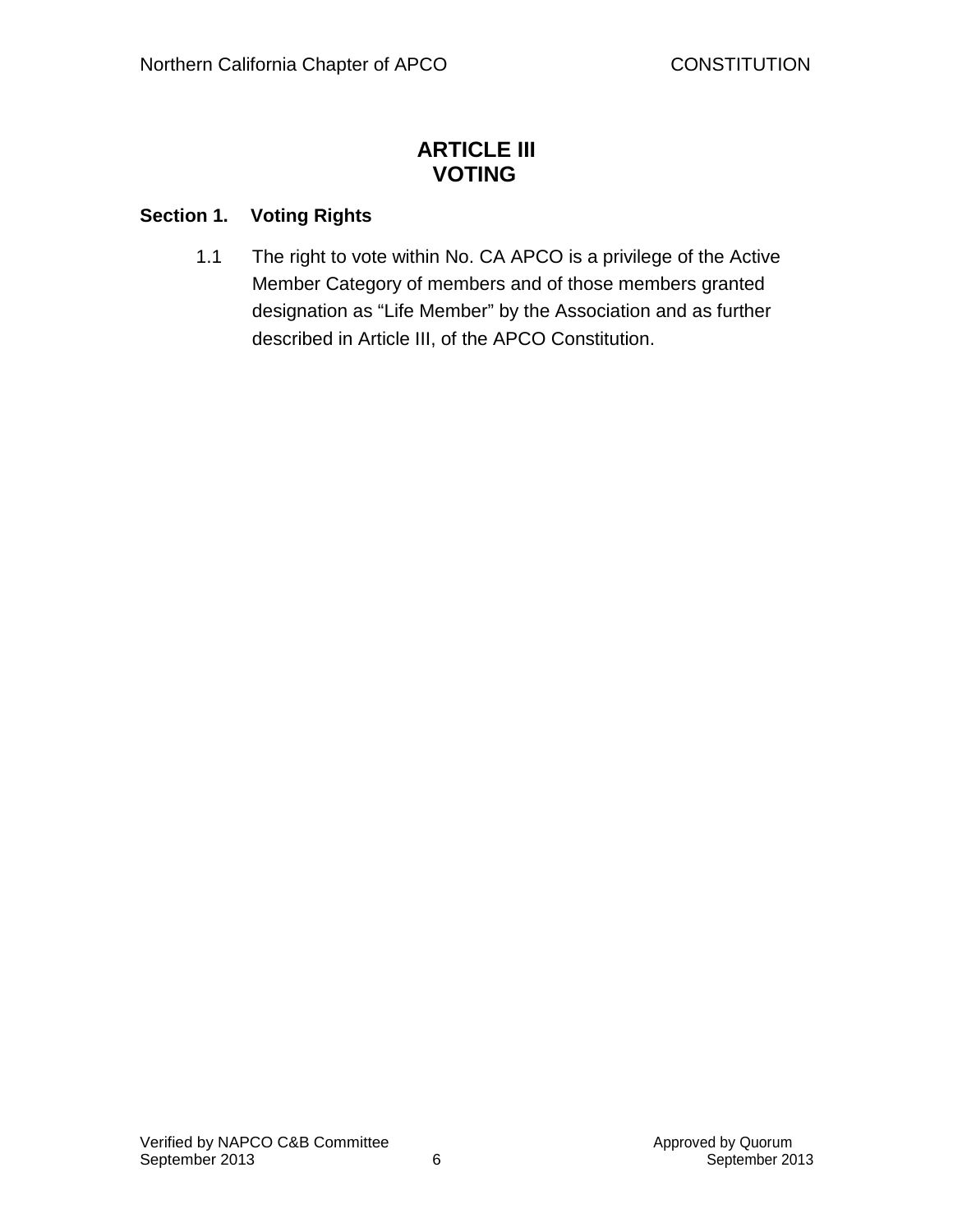# ARTICLE III
# VOTING

**Section 1. Voting Rights**

1.1 The right to vote within No. CA APCO is a privilege of the Active Member Category of members and of those members granted designation as “Life Member” by the Association and as further described in Article III, of the APCO Constitution.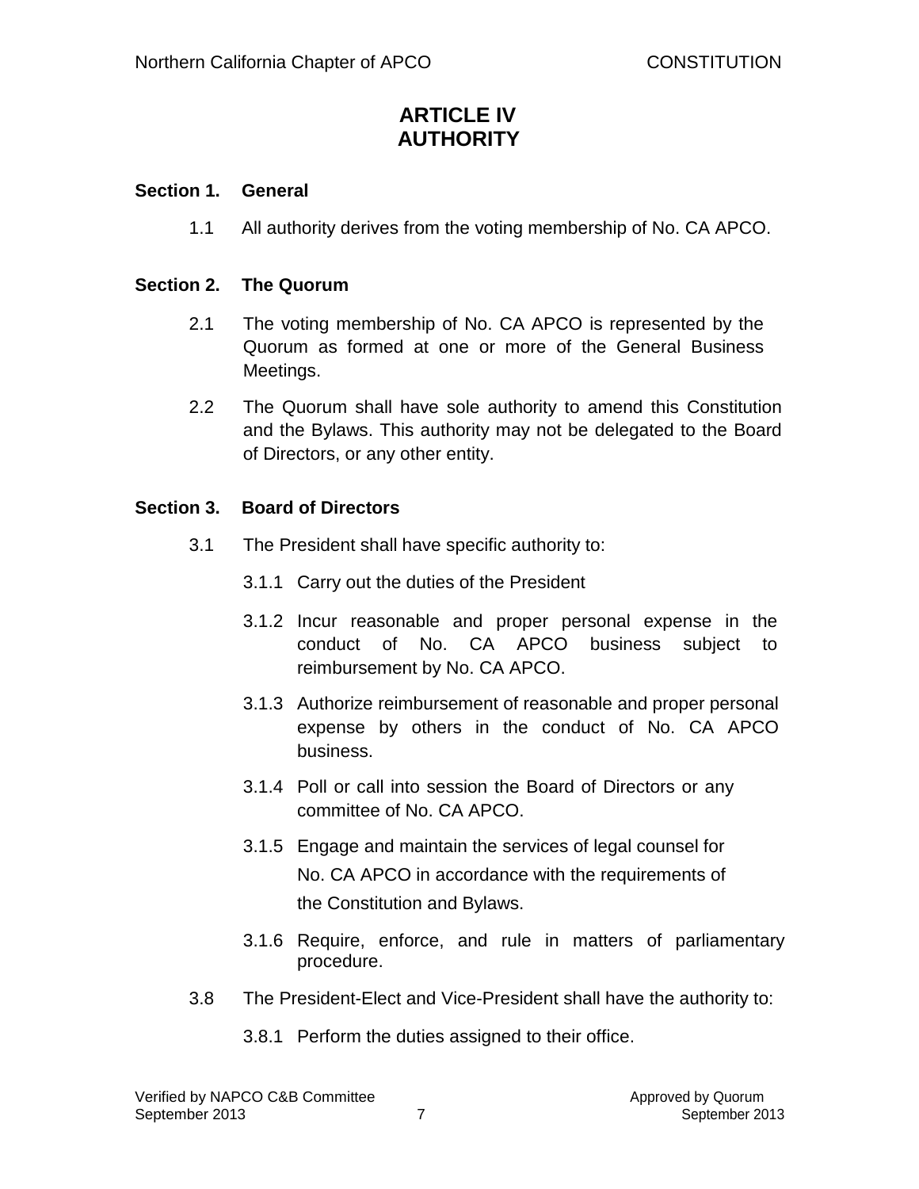# ARTICLE IV
# AUTHORITY

## Section 1. General

1.1 All authority derives from the voting membership of No. CA APCO.

## Section 2. The Quorum

2.1 The voting membership of No. CA APCO is represented by the Quorum as formed at one or more of the General Business Meetings.

2.2 The Quorum shall have sole authority to amend this Constitution and the Bylaws. This authority may not be delegated to the Board of Directors, or any other entity.

## Section 3. Board of Directors

3.1 The President shall have specific authority to:

3.1.1 Carry out the duties of the President

3.1.2 Incur reasonable and proper personal expense in the conduct of No. CA APCO business subject to reimbursement by No. CA APCO.

3.1.3 Authorize reimbursement of reasonable and proper personal expense by others in the conduct of No. CA APCO business.

3.1.4 Poll or call into session the Board of Directors or any committee of No. CA APCO.

3.1.5 Engage and maintain the services of legal counsel for No. CA APCO in accordance with the requirements of the Constitution and Bylaws.

3.1.6 Require, enforce, and rule in matters of parliamentary procedure.

3.8 The President-Elect and Vice-President shall have the authority to:

3.8.1 Perform the duties assigned to their office.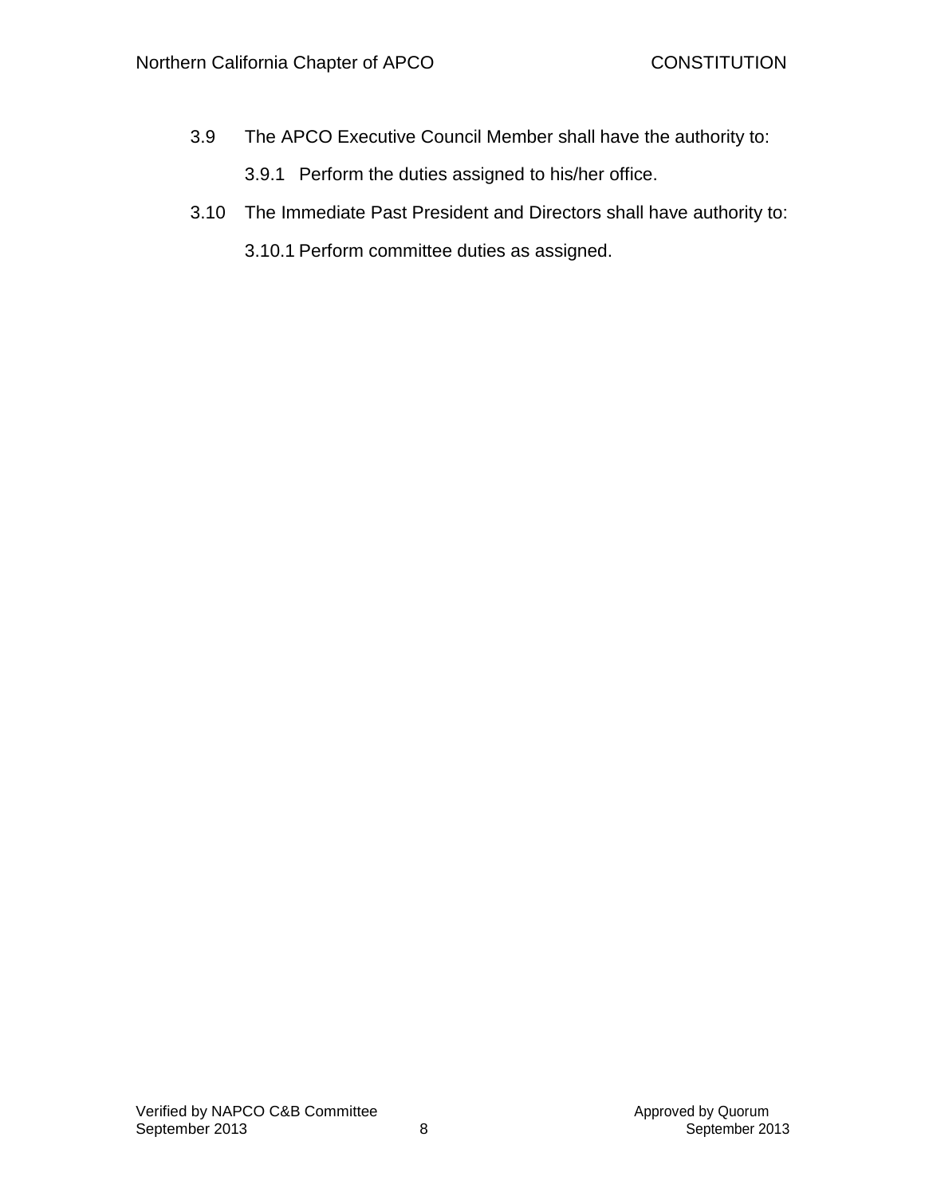3.9 The APCO Executive Council Member shall have the authority to:

3.9.1 Perform the duties assigned to his/her office.

3.10 The Immediate Past President and Directors shall have authority to:

3.10.1 Perform committee duties as assigned.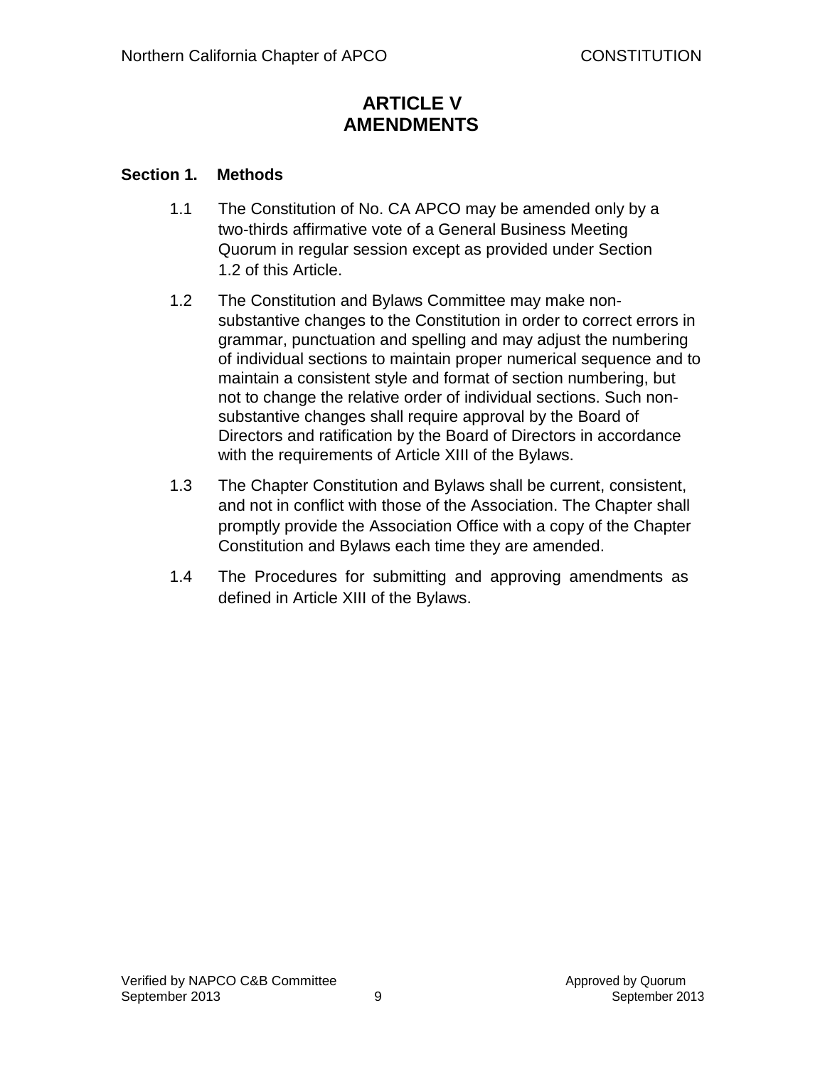# ARTICLE V
# AMENDMENTS

**Section 1. Methods**

1.1 The Constitution of No. CA APCO may be amended only by a two-thirds affirmative vote of a General Business Meeting Quorum in regular session except as provided under Section 1.2 of this Article.

1.2 The Constitution and Bylaws Committee may make non-substantive changes to the Constitution in order to correct errors in grammar, punctuation and spelling and may adjust the numbering of individual sections to maintain proper numerical sequence and to maintain a consistent style and format of section numbering, but not to change the relative order of individual sections. Such non-substantive changes shall require approval by the Board of Directors and ratification by the Board of Directors in accordance with the requirements of Article XIII of the Bylaws.

1.3 The Chapter Constitution and Bylaws shall be current, consistent, and not in conflict with those of the Association. The Chapter shall promptly provide the Association Office with a copy of the Chapter Constitution and Bylaws each time they are amended.

1.4 The Procedures for submitting and approving amendments as defined in Article XIII of the Bylaws.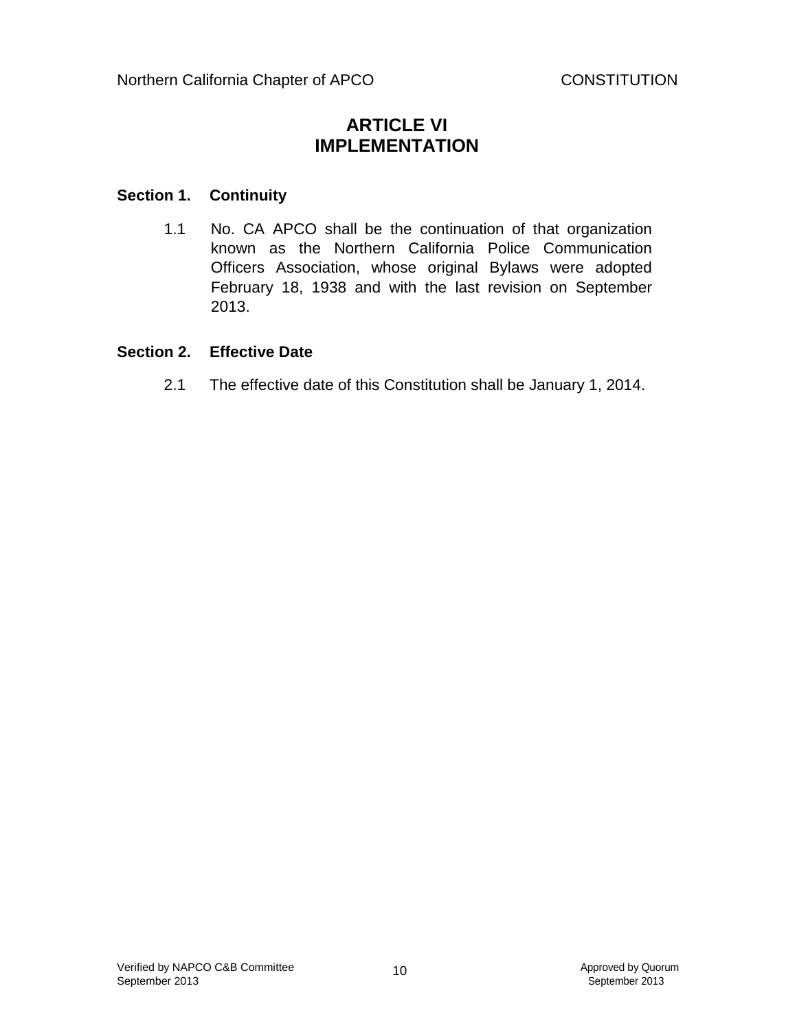# ARTICLE VI
# IMPLEMENTATION

### Section 1. Continuity

1.1 No. CA APCO shall be the continuation of that organization known as the Northern California Police Communication Officers Association, whose original Bylaws were adopted February 18, 1938 and with the last revision on September 2013.

### Section 2. Effective Date

2.1 The effective date of this Constitution shall be January 1, 2014.